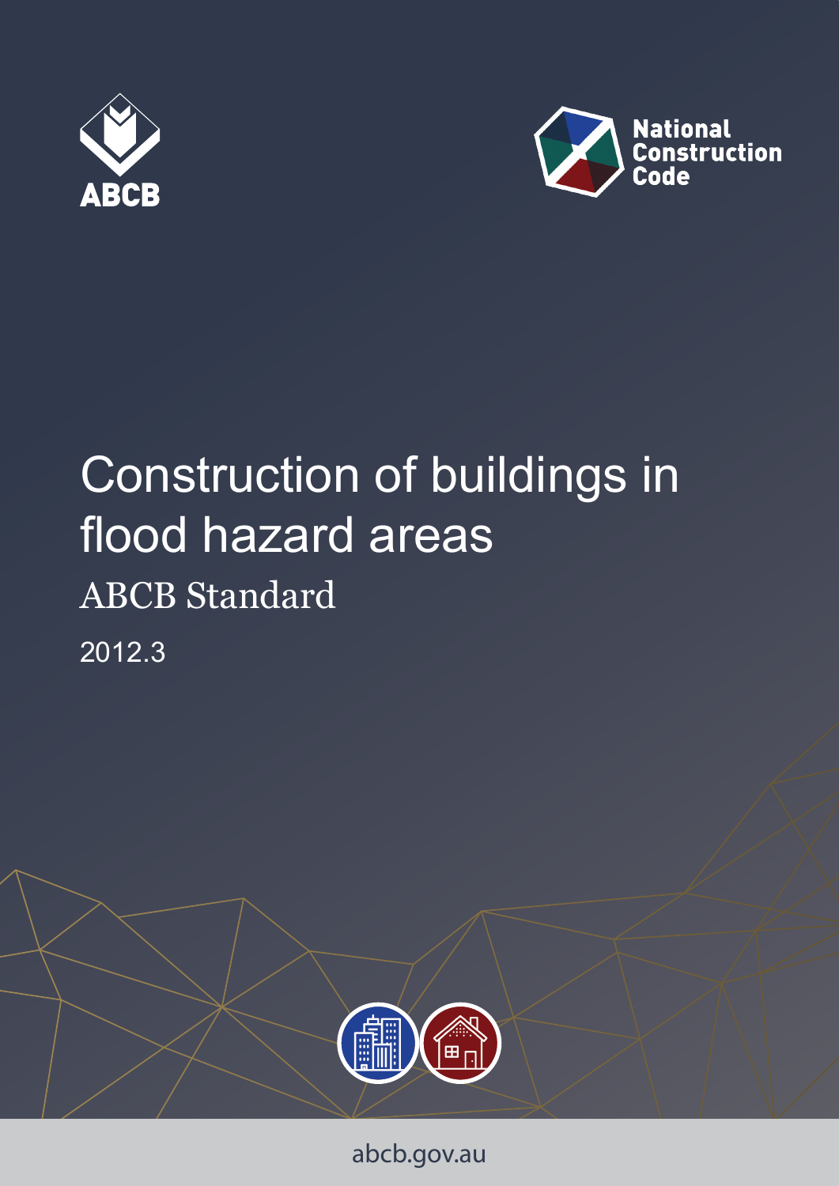ABCB

National Construction Code

# Construction of buildings in flood hazard areas

## ABCB Standard

2012.3

abcb.gov.au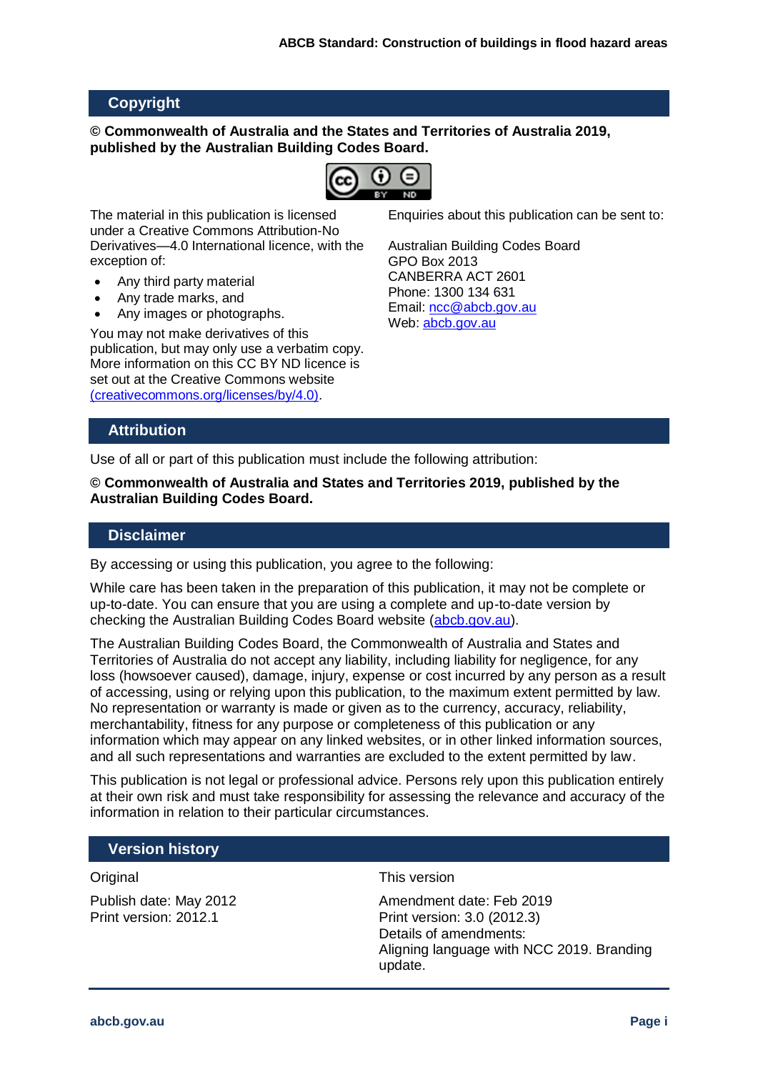## Copyright

**© Commonwealth of Australia and the States and Territories of Australia 2019, published by the Australian Building Codes Board.**

The material in this publication is licensed under a Creative Commons Attribution-No Derivatives—4.0 International licence, with the exception of:

- Any third party material
- Any trade marks, and
- Any images or photographs.

You may not make derivatives of this publication, but may only use a verbatim copy. More information on this CC BY ND licence is set out at the Creative Commons website (creativecommons.org/licenses/by/4.0).

Enquiries about this publication can be sent to:

Australian Building Codes Board
GPO Box 2013
CANBERRA ACT 2601
Phone: 1300 134 631
Email: ncc@abcb.gov.au
Web: abcb.gov.au

## Attribution

Use of all or part of this publication must include the following attribution:

**© Commonwealth of Australia and States and Territories 2019, published by the Australian Building Codes Board.**

## Disclaimer

By accessing or using this publication, you agree to the following:

While care has been taken in the preparation of this publication, it may not be complete or up-to-date. You can ensure that you are using a complete and up-to-date version by checking the Australian Building Codes Board website (abcb.gov.au).

The Australian Building Codes Board, the Commonwealth of Australia and States and Territories of Australia do not accept any liability, including liability for negligence, for any loss (howsoever caused), damage, injury, expense or cost incurred by any person as a result of accessing, using or relying upon this publication, to the maximum extent permitted by law. No representation or warranty is made or given as to the currency, accuracy, reliability, merchantability, fitness for any purpose or completeness of this publication or any information which may appear on any linked websites, or in other linked information sources, and all such representations and warranties are excluded to the extent permitted by law.

This publication is not legal or professional advice. Persons rely upon this publication entirely at their own risk and must take responsibility for assessing the relevance and accuracy of the information in relation to their particular circumstances.

## Version history

Original

Publish date: May 2012
Print version: 2012.1

This version

Amendment date: Feb 2019
Print version: 3.0 (2012.3)
Details of amendments:
Aligning language with NCC 2019. Branding update.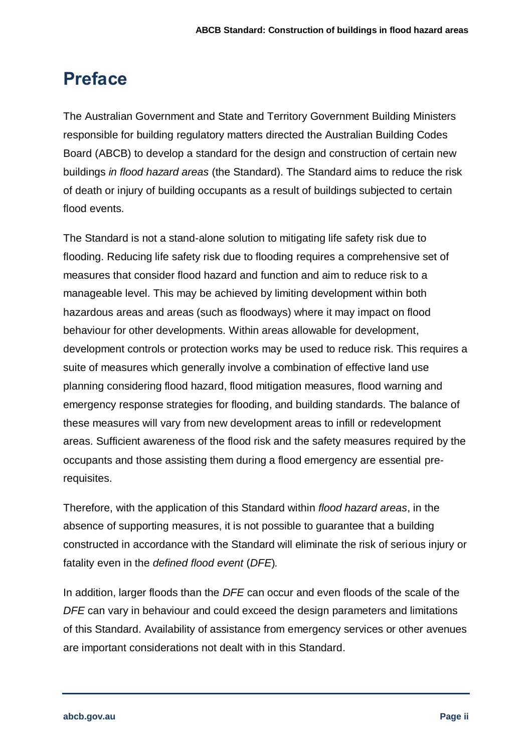# Preface

The Australian Government and State and Territory Government Building Ministers responsible for building regulatory matters directed the Australian Building Codes Board (ABCB) to develop a standard for the design and construction of certain new buildings *in flood hazard areas* (the Standard). The Standard aims to reduce the risk of death or injury of building occupants as a result of buildings subjected to certain flood events.

The Standard is not a stand-alone solution to mitigating life safety risk due to flooding. Reducing life safety risk due to flooding requires a comprehensive set of measures that consider flood hazard and function and aim to reduce risk to a manageable level. This may be achieved by limiting development within both hazardous areas and areas (such as floodways) where it may impact on flood behaviour for other developments. Within areas allowable for development, development controls or protection works may be used to reduce risk. This requires a suite of measures which generally involve a combination of effective land use planning considering flood hazard, flood mitigation measures, flood warning and emergency response strategies for flooding, and building standards. The balance of these measures will vary from new development areas to infill or redevelopment areas. Sufficient awareness of the flood risk and the safety measures required by the occupants and those assisting them during a flood emergency are essential pre-requisites.

Therefore, with the application of this Standard within *flood hazard areas*, in the absence of supporting measures, it is not possible to guarantee that a building constructed in accordance with the Standard will eliminate the risk of serious injury or fatality even in the *defined flood event* (*DFE*).

In addition, larger floods than the *DFE* can occur and even floods of the scale of the *DFE* can vary in behaviour and could exceed the design parameters and limitations of this Standard. Availability of assistance from emergency services or other avenues are important considerations not dealt with in this Standard.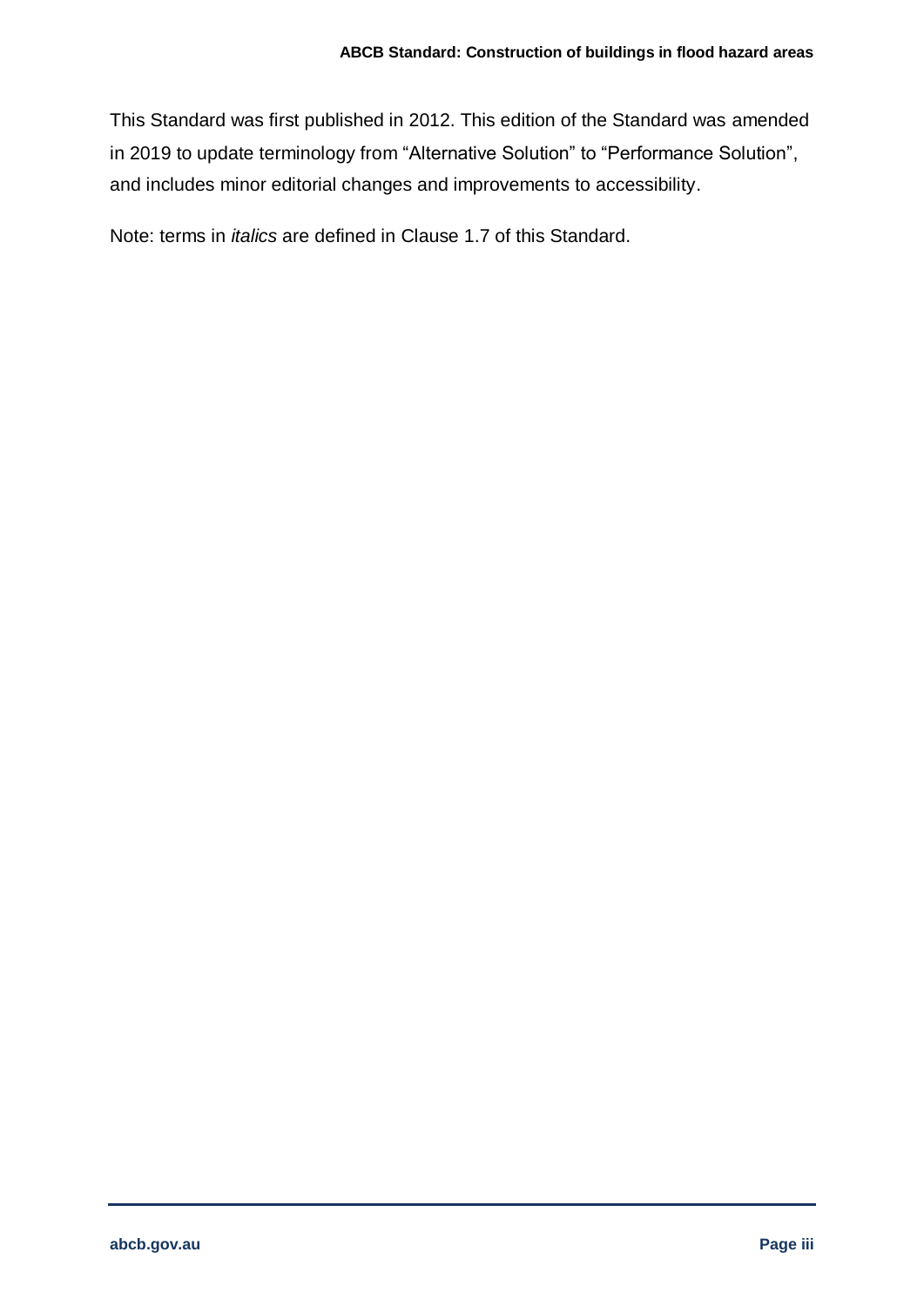This Standard was first published in 2012. This edition of the Standard was amended in 2019 to update terminology from "Alternative Solution" to "Performance Solution", and includes minor editorial changes and improvements to accessibility.

Note: terms in *italics* are defined in Clause 1.7 of this Standard.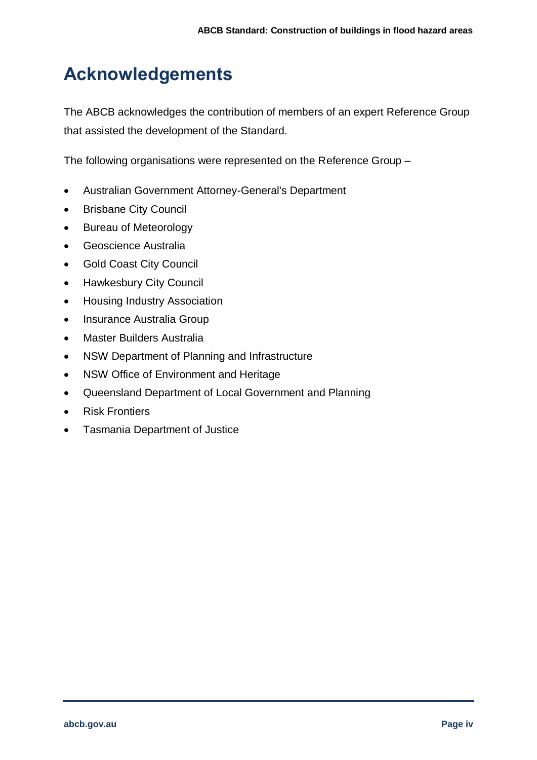# Acknowledgements

The ABCB acknowledges the contribution of members of an expert Reference Group that assisted the development of the Standard.

The following organisations were represented on the Reference Group –

- Australian Government Attorney-General's Department
- Brisbane City Council
- Bureau of Meteorology
- Geoscience Australia
- Gold Coast City Council
- Hawkesbury City Council
- Housing Industry Association
- Insurance Australia Group
- Master Builders Australia
- NSW Department of Planning and Infrastructure
- NSW Office of Environment and Heritage
- Queensland Department of Local Government and Planning
- Risk Frontiers
- Tasmania Department of Justice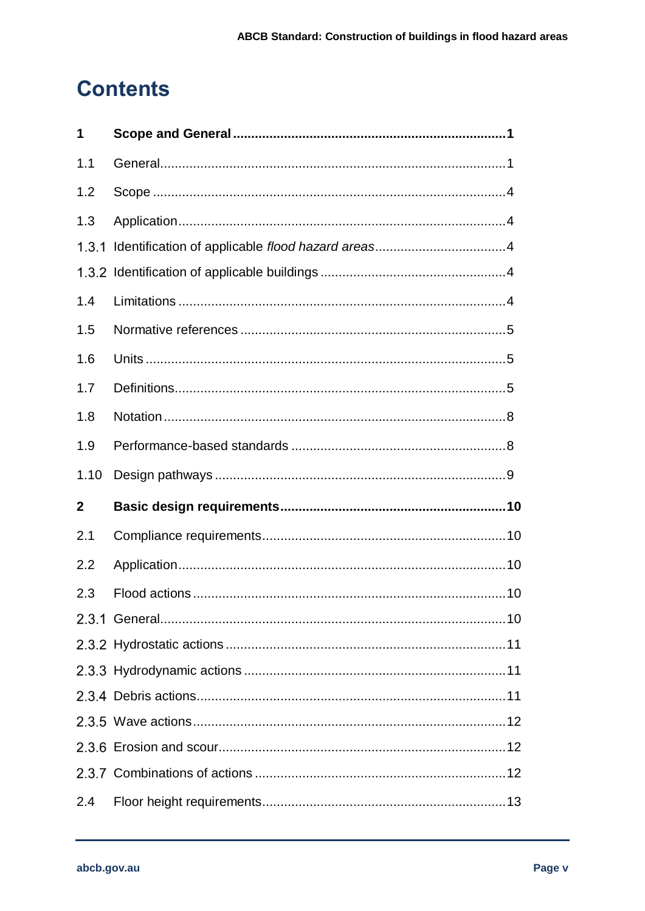# Contents

**1 Scope and General .......................................................................... 1**

1.1 General.............................................................................................. 1

1.2 Scope ................................................................................................ 4

1.3 Application......................................................................................... 4

1.3.1 Identification of applicable *flood hazard areas*.................................... 4

1.3.2 Identification of applicable buildings .................................................. 4

1.4 Limitations ......................................................................................... 4

1.5 Normative references ........................................................................ 5

1.6 Units .................................................................................................. 5

1.7 Definitions.......................................................................................... 5

1.8 Notation ............................................................................................ 8

1.9 Performance-based standards ........................................................... 8

1.10 Design pathways ............................................................................... 9

**2 Basic design requirements............................................................. 10**

2.1 Compliance requirements.................................................................. 10

2.2 Application........................................................................................ 10

2.3 Flood actions .................................................................................... 10

2.3.1 General............................................................................................ 10

2.3.2 Hydrostatic actions ........................................................................... 11

2.3.3 Hydrodynamic actions ...................................................................... 11

2.3.4 Debris actions................................................................................... 11

2.3.5 Wave actions.................................................................................... 12

2.3.6 Erosion and scour............................................................................. 12

2.3.7 Combinations of actions .................................................................... 12

2.4 Floor height requirements.................................................................. 13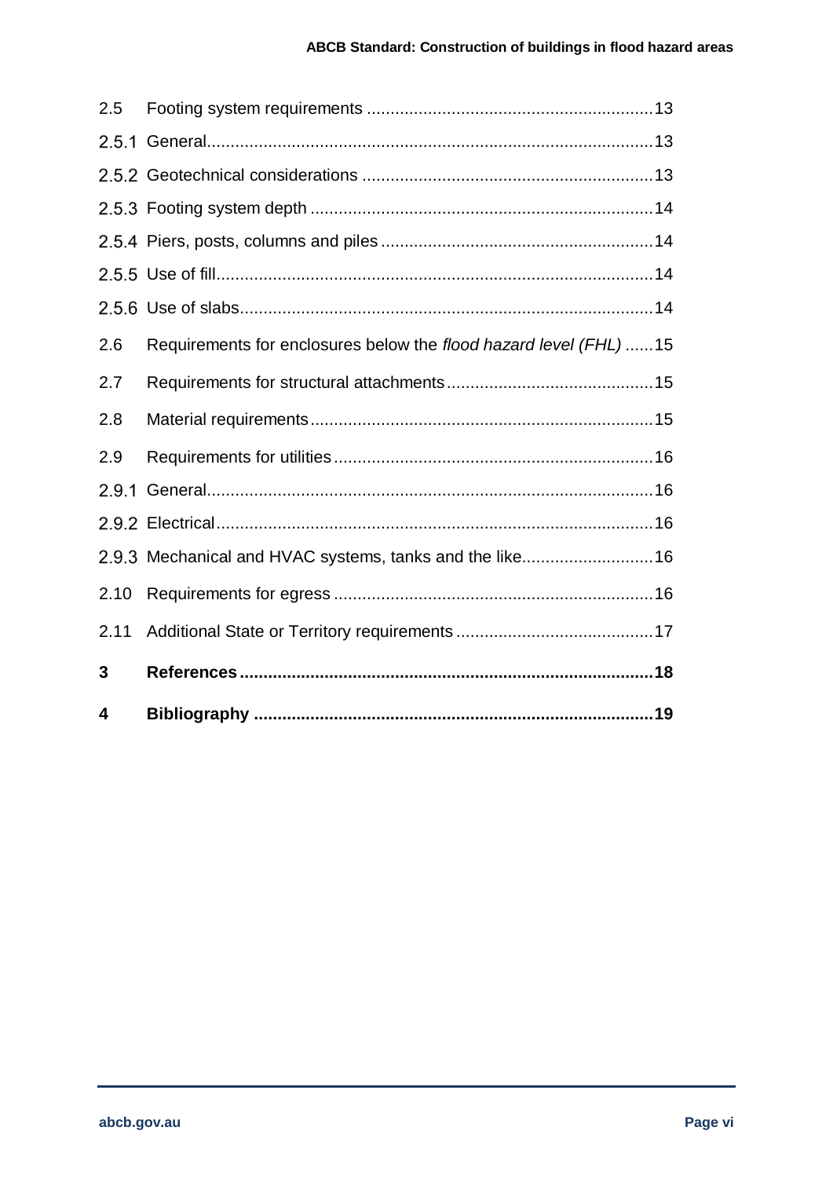2.5 Footing system requirements ............................................................13

2.5.1 General.............................................................................................13

2.5.2 Geotechnical considerations .............................................................13

2.5.3 Footing system depth ........................................................................14

2.5.4 Piers, posts, columns and piles ..........................................................14

2.5.5 Use of fill............................................................................................14

2.5.6 Use of slabs.......................................................................................14

2.6 Requirements for enclosures below the *flood hazard level (FHL)* ......15

2.7 Requirements for structural attachments............................................15

2.8 Material requirements........................................................................15

2.9 Requirements for utilities....................................................................16

2.9.1 General.............................................................................................16

2.9.2 Electrical...........................................................................................16

2.9.3 Mechanical and HVAC systems, tanks and the like............................16

2.10 Requirements for egress...................................................................16

2.11 Additional State or Territory requirements..........................................17

**3 References.......................................................................................18**

**4 Bibliography ....................................................................................19**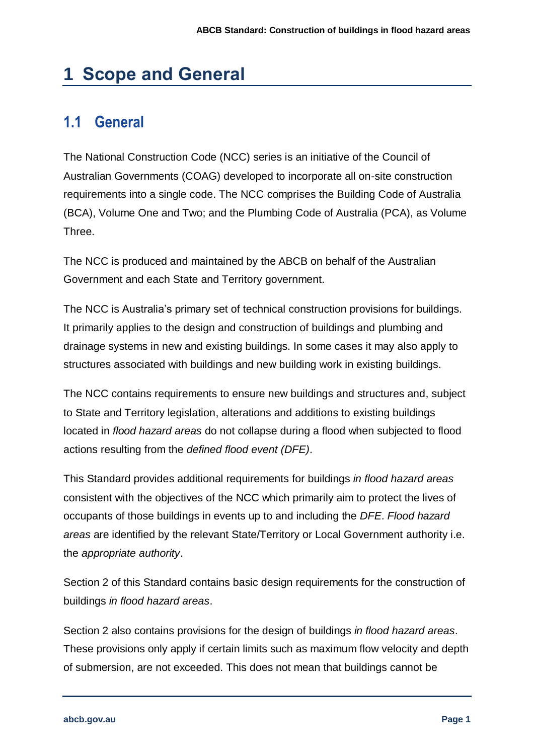# 1 Scope and General

## 1.1 General

The National Construction Code (NCC) series is an initiative of the Council of Australian Governments (COAG) developed to incorporate all on-site construction requirements into a single code. The NCC comprises the Building Code of Australia (BCA), Volume One and Two; and the Plumbing Code of Australia (PCA), as Volume Three.

The NCC is produced and maintained by the ABCB on behalf of the Australian Government and each State and Territory government.

The NCC is Australia's primary set of technical construction provisions for buildings. It primarily applies to the design and construction of buildings and plumbing and drainage systems in new and existing buildings. In some cases it may also apply to structures associated with buildings and new building work in existing buildings.

The NCC contains requirements to ensure new buildings and structures and, subject to State and Territory legislation, alterations and additions to existing buildings located in *flood hazard areas* do not collapse during a flood when subjected to flood actions resulting from the *defined flood event (DFE)*.

This Standard provides additional requirements for buildings *in flood hazard areas* consistent with the objectives of the NCC which primarily aim to protect the lives of occupants of those buildings in events up to and including the *DFE*. *Flood hazard areas* are identified by the relevant State/Territory or Local Government authority i.e. the *appropriate authority*.

Section 2 of this Standard contains basic design requirements for the construction of buildings *in flood hazard areas*.

Section 2 also contains provisions for the design of buildings *in flood hazard areas*. These provisions only apply if certain limits such as maximum flow velocity and depth of submersion, are not exceeded. This does not mean that buildings cannot be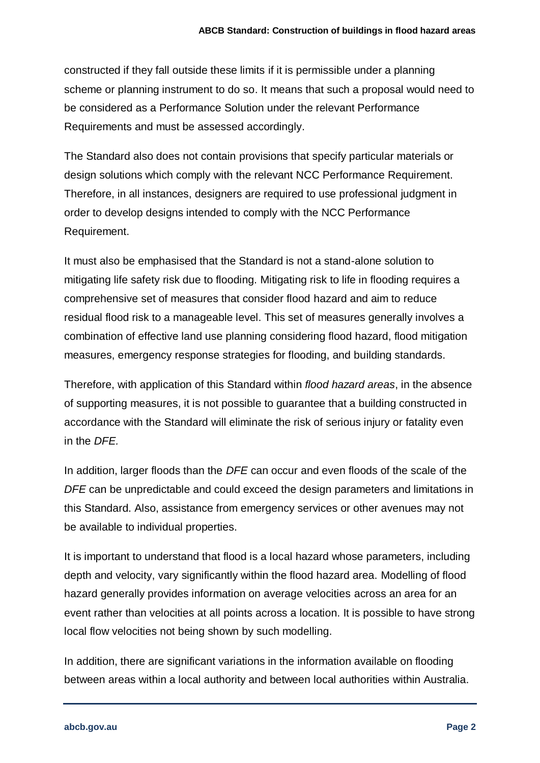constructed if they fall outside these limits if it is permissible under a planning scheme or planning instrument to do so. It means that such a proposal would need to be considered as a Performance Solution under the relevant Performance Requirements and must be assessed accordingly.

The Standard also does not contain provisions that specify particular materials or design solutions which comply with the relevant NCC Performance Requirement. Therefore, in all instances, designers are required to use professional judgment in order to develop designs intended to comply with the NCC Performance Requirement.

It must also be emphasised that the Standard is not a stand-alone solution to mitigating life safety risk due to flooding. Mitigating risk to life in flooding requires a comprehensive set of measures that consider flood hazard and aim to reduce residual flood risk to a manageable level. This set of measures generally involves a combination of effective land use planning considering flood hazard, flood mitigation measures, emergency response strategies for flooding, and building standards.

Therefore, with application of this Standard within *flood hazard areas*, in the absence of supporting measures, it is not possible to guarantee that a building constructed in accordance with the Standard will eliminate the risk of serious injury or fatality even in the *DFE.*

In addition, larger floods than the *DFE* can occur and even floods of the scale of the *DFE* can be unpredictable and could exceed the design parameters and limitations in this Standard. Also, assistance from emergency services or other avenues may not be available to individual properties.

It is important to understand that flood is a local hazard whose parameters, including depth and velocity, vary significantly within the flood hazard area. Modelling of flood hazard generally provides information on average velocities across an area for an event rather than velocities at all points across a location. It is possible to have strong local flow velocities not being shown by such modelling.

In addition, there are significant variations in the information available on flooding between areas within a local authority and between local authorities within Australia.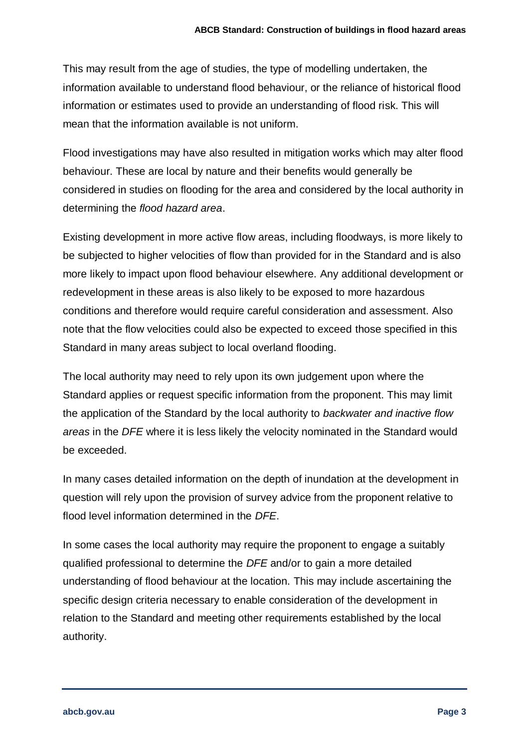This may result from the age of studies, the type of modelling undertaken, the information available to understand flood behaviour, or the reliance of historical flood information or estimates used to provide an understanding of flood risk. This will mean that the information available is not uniform.

Flood investigations may have also resulted in mitigation works which may alter flood behaviour. These are local by nature and their benefits would generally be considered in studies on flooding for the area and considered by the local authority in determining the *flood hazard area*.

Existing development in more active flow areas, including floodways, is more likely to be subjected to higher velocities of flow than provided for in the Standard and is also more likely to impact upon flood behaviour elsewhere. Any additional development or redevelopment in these areas is also likely to be exposed to more hazardous conditions and therefore would require careful consideration and assessment. Also note that the flow velocities could also be expected to exceed those specified in this Standard in many areas subject to local overland flooding.

The local authority may need to rely upon its own judgement upon where the Standard applies or request specific information from the proponent. This may limit the application of the Standard by the local authority to *backwater and inactive flow areas* in the *DFE* where it is less likely the velocity nominated in the Standard would be exceeded.

In many cases detailed information on the depth of inundation at the development in question will rely upon the provision of survey advice from the proponent relative to flood level information determined in the *DFE*.

In some cases the local authority may require the proponent to engage a suitably qualified professional to determine the *DFE* and/or to gain a more detailed understanding of flood behaviour at the location. This may include ascertaining the specific design criteria necessary to enable consideration of the development in relation to the Standard and meeting other requirements established by the local authority.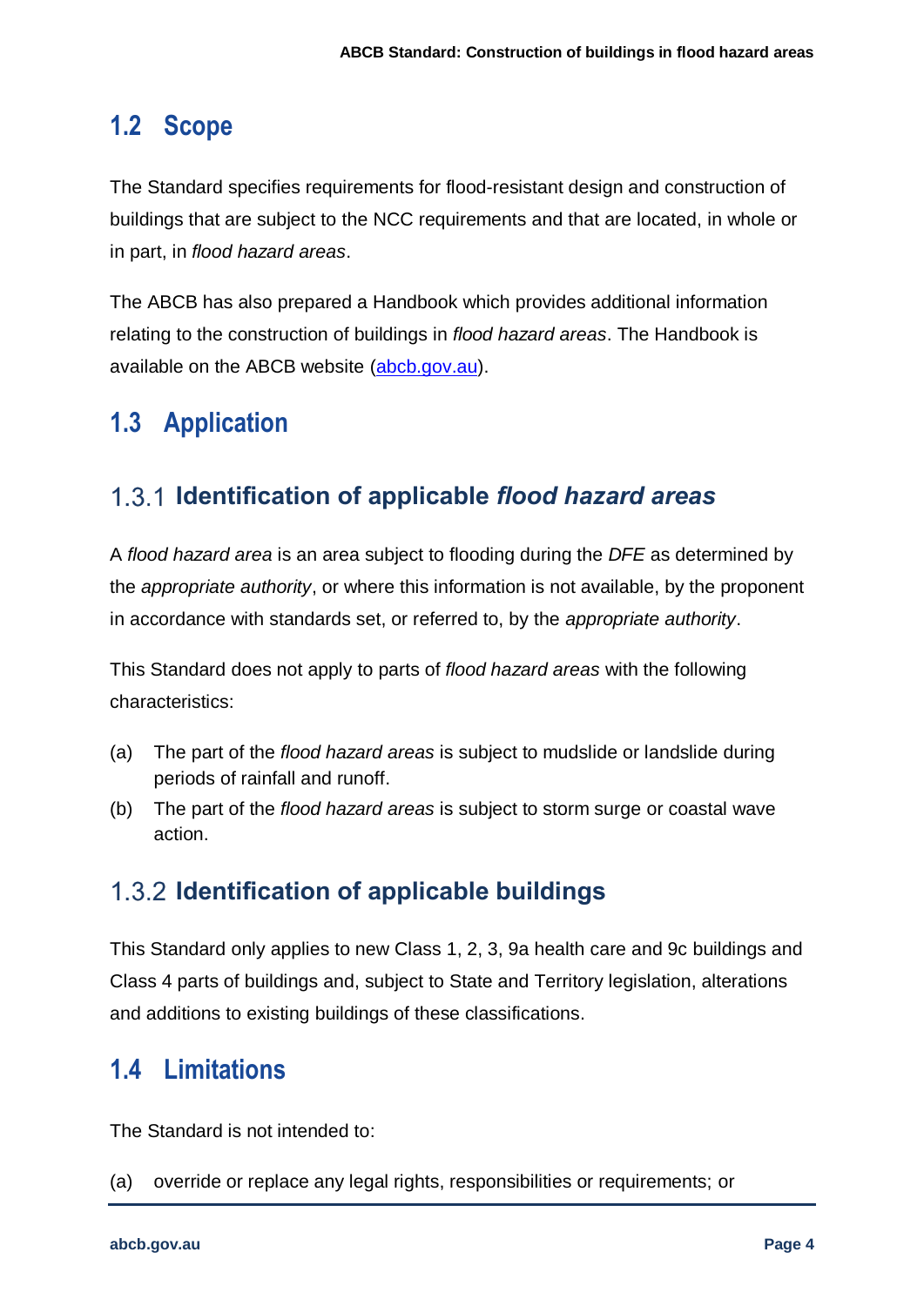## 1.2 Scope

The Standard specifies requirements for flood-resistant design and construction of buildings that are subject to the NCC requirements and that are located, in whole or in part, in *flood hazard areas*.

The ABCB has also prepared a Handbook which provides additional information relating to the construction of buildings in *flood hazard areas*. The Handbook is available on the ABCB website (abcb.gov.au).

## 1.3 Application

### 1.3.1 Identification of applicable *flood hazard areas*

A *flood hazard area* is an area subject to flooding during the *DFE* as determined by the *appropriate authority*, or where this information is not available, by the proponent in accordance with standards set, or referred to, by the *appropriate authority*.

This Standard does not apply to parts of *flood hazard areas* with the following characteristics:

(a) The part of the *flood hazard areas* is subject to mudslide or landslide during periods of rainfall and runoff.

(b) The part of the *flood hazard areas* is subject to storm surge or coastal wave action.

### 1.3.2 Identification of applicable buildings

This Standard only applies to new Class 1, 2, 3, 9a health care and 9c buildings and Class 4 parts of buildings and, subject to State and Territory legislation, alterations and additions to existing buildings of these classifications.

## 1.4 Limitations

The Standard is not intended to:

(a) override or replace any legal rights, responsibilities or requirements; or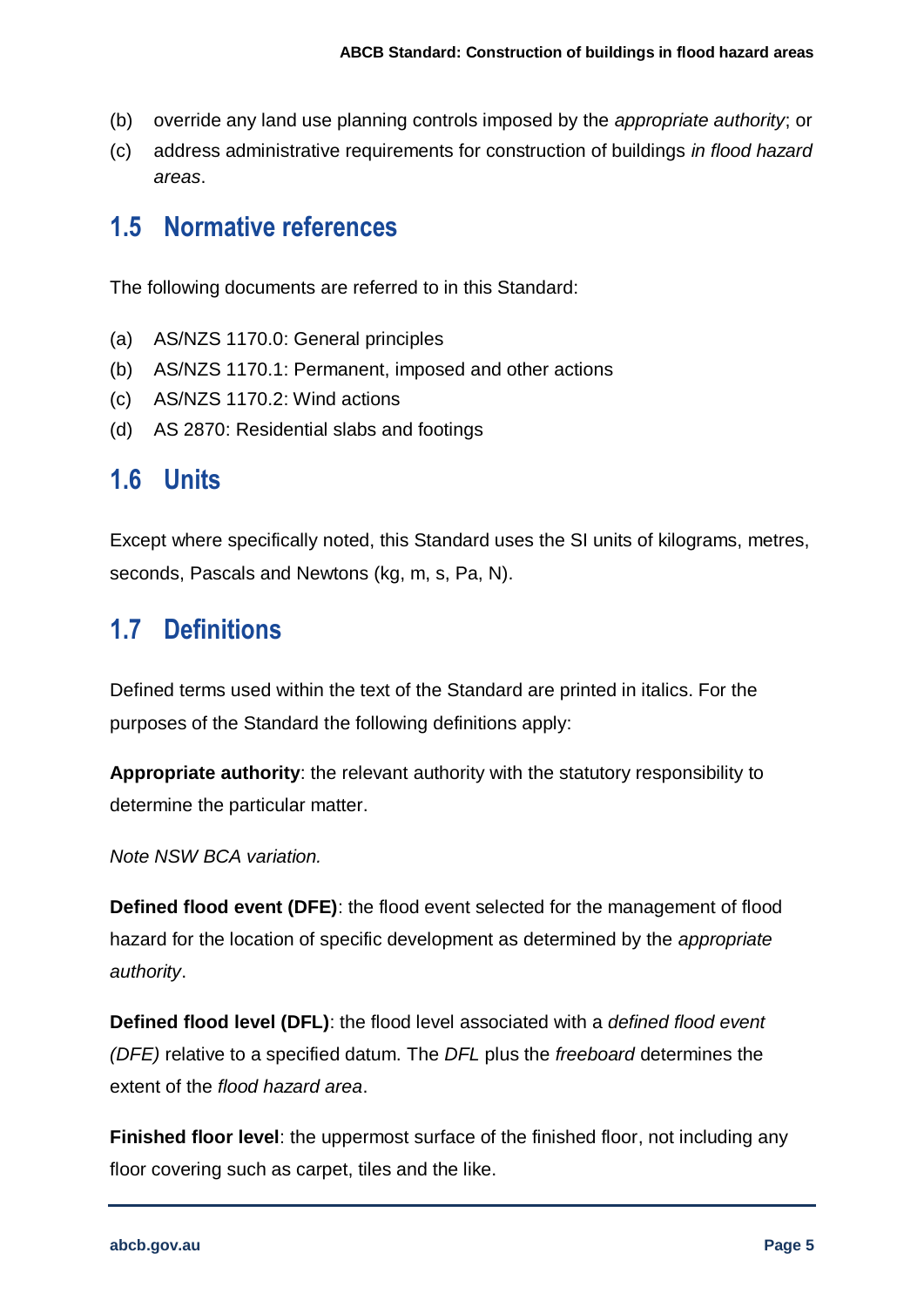(b) override any land use planning controls imposed by the *appropriate authority*; or

(c) address administrative requirements for construction of buildings *in flood hazard areas*.

## 1.5 Normative references

The following documents are referred to in this Standard:

(a) AS/NZS 1170.0: General principles

(b) AS/NZS 1170.1: Permanent, imposed and other actions

(c) AS/NZS 1170.2: Wind actions

(d) AS 2870: Residential slabs and footings

## 1.6 Units

Except where specifically noted, this Standard uses the SI units of kilograms, metres, seconds, Pascals and Newtons (kg, m, s, Pa, N).

## 1.7 Definitions

Defined terms used within the text of the Standard are printed in italics. For the purposes of the Standard the following definitions apply:

**Appropriate authority**: the relevant authority with the statutory responsibility to determine the particular matter.

*Note NSW BCA variation.*

**Defined flood event (DFE)**: the flood event selected for the management of flood hazard for the location of specific development as determined by the *appropriate authority*.

**Defined flood level (DFL)**: the flood level associated with a *defined flood event (DFE)* relative to a specified datum. The *DFL* plus the *freeboard* determines the extent of the *flood hazard area*.

**Finished floor level**: the uppermost surface of the finished floor, not including any floor covering such as carpet, tiles and the like.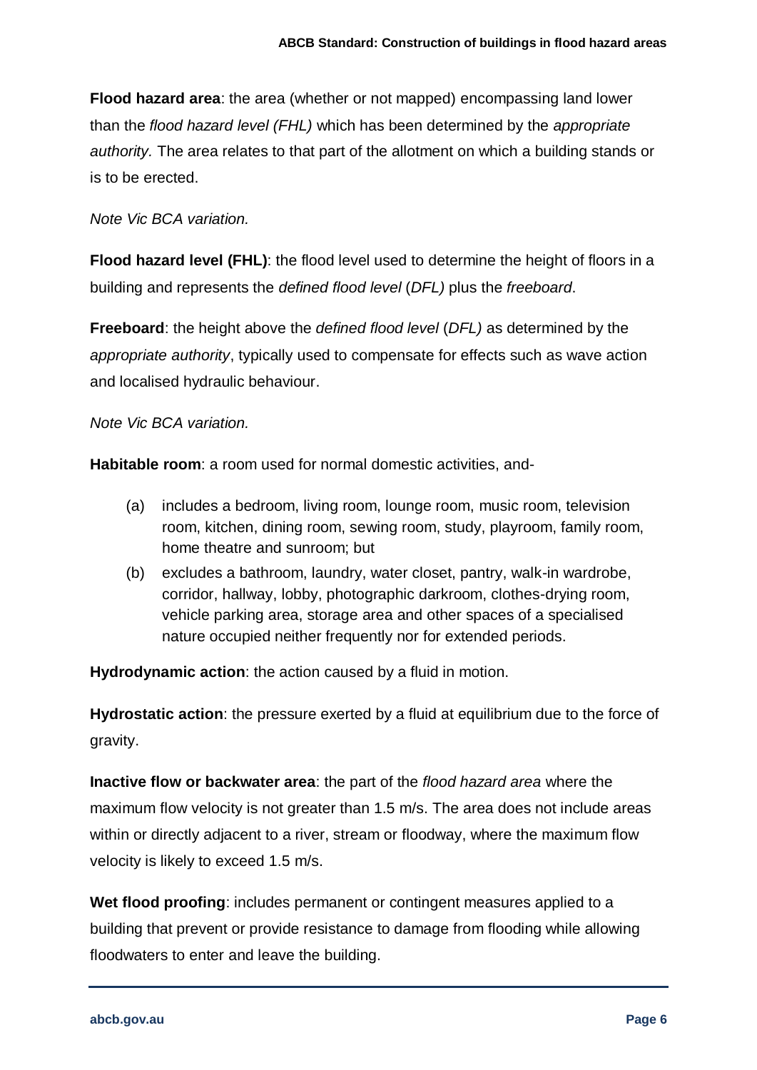**Flood hazard area**: the area (whether or not mapped) encompassing land lower than the *flood hazard level (FHL)* which has been determined by the *appropriate authority.* The area relates to that part of the allotment on which a building stands or is to be erected.

*Note Vic BCA variation.*

**Flood hazard level (FHL)**: the flood level used to determine the height of floors in a building and represents the *defined flood level* (*DFL)* plus the *freeboard*.

**Freeboard**: the height above the *defined flood level* (*DFL)* as determined by the *appropriate authority*, typically used to compensate for effects such as wave action and localised hydraulic behaviour.

*Note Vic BCA variation.*

**Habitable room**: a room used for normal domestic activities, and-

(a) includes a bedroom, living room, lounge room, music room, television room, kitchen, dining room, sewing room, study, playroom, family room, home theatre and sunroom; but

(b) excludes a bathroom, laundry, water closet, pantry, walk-in wardrobe, corridor, hallway, lobby, photographic darkroom, clothes-drying room, vehicle parking area, storage area and other spaces of a specialised nature occupied neither frequently nor for extended periods.

**Hydrodynamic action**: the action caused by a fluid in motion.

**Hydrostatic action**: the pressure exerted by a fluid at equilibrium due to the force of gravity.

**Inactive flow or backwater area**: the part of the *flood hazard area* where the maximum flow velocity is not greater than 1.5 m/s. The area does not include areas within or directly adjacent to a river, stream or floodway, where the maximum flow velocity is likely to exceed 1.5 m/s.

**Wet flood proofing**: includes permanent or contingent measures applied to a building that prevent or provide resistance to damage from flooding while allowing floodwaters to enter and leave the building.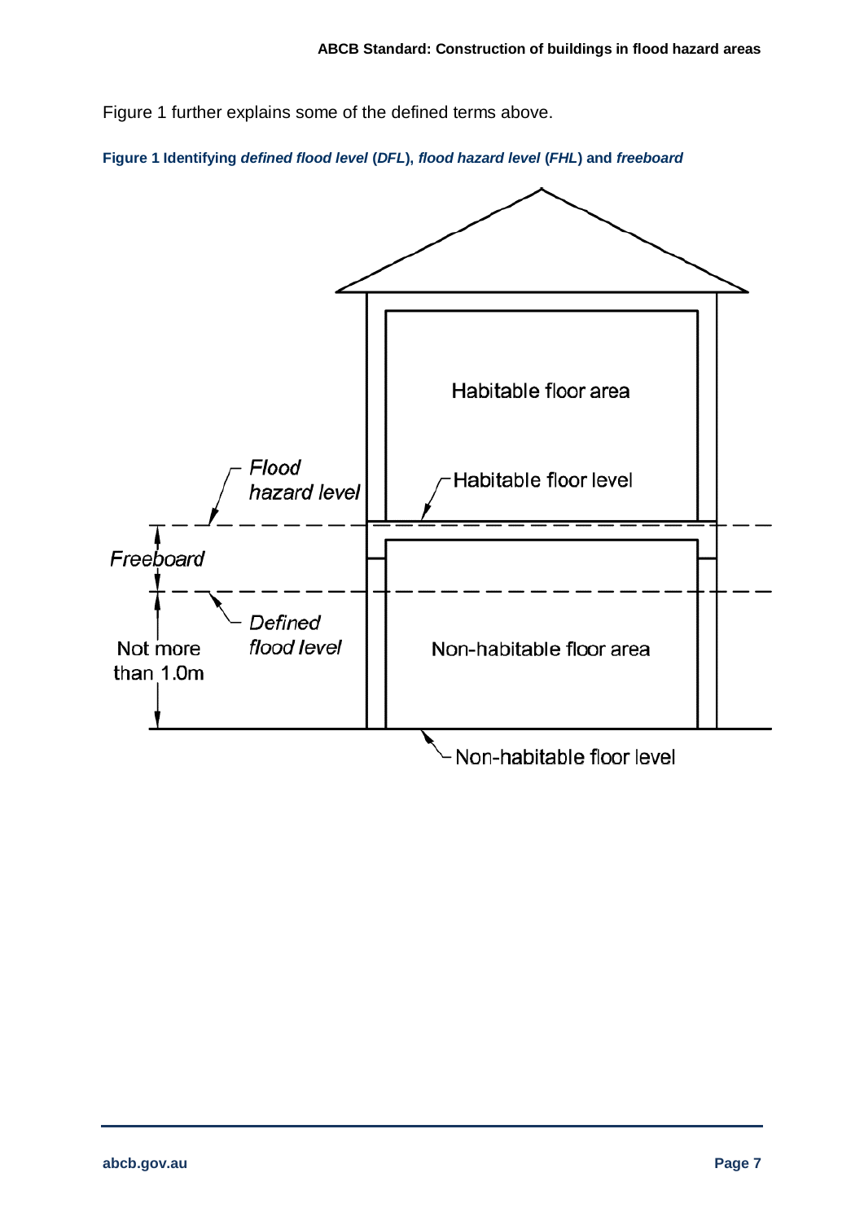Figure 1 further explains some of the defined terms above.

**Figure 1 Identifying *defined flood level* (*DFL*), *flood hazard level* (*FHL*) and *freeboard***

Habitable floor area

*Flood hazard level*

Habitable floor level

*Freeboard*

*Defined flood level*

Not more than 1.0m

Non-habitable floor area

Non-habitable floor level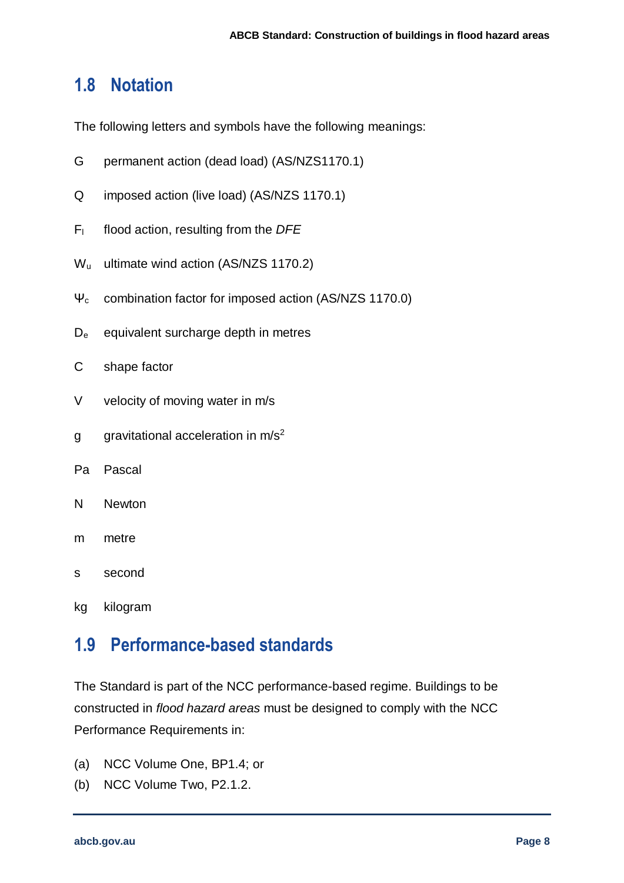## 1.8 Notation

The following letters and symbols have the following meanings:

- $G$ permanent action (dead load) (AS/NZS1170.1)
- $Q$ imposed action (live load) (AS/NZS 1170.1)
- $F_l$ flood action, resulting from the *DFE*
- $W_u$ ultimate wind action (AS/NZS 1170.2)
- $\Psi_c$ combination factor for imposed action (AS/NZS 1170.0)
- $D_e$ equivalent surcharge depth in metres
- $C$ shape factor
- $V$ velocity of moving water in m/s
- $g$ gravitational acceleration in $m/s^2$
- Pa Pascal
- N Newton
- m metre
- s second
- kg kilogram

## 1.9 Performance-based standards

The Standard is part of the NCC performance-based regime. Buildings to be constructed in *flood hazard areas* must be designed to comply with the NCC Performance Requirements in:

(a) NCC Volume One, BP1.4; or
(b) NCC Volume Two, P2.1.2.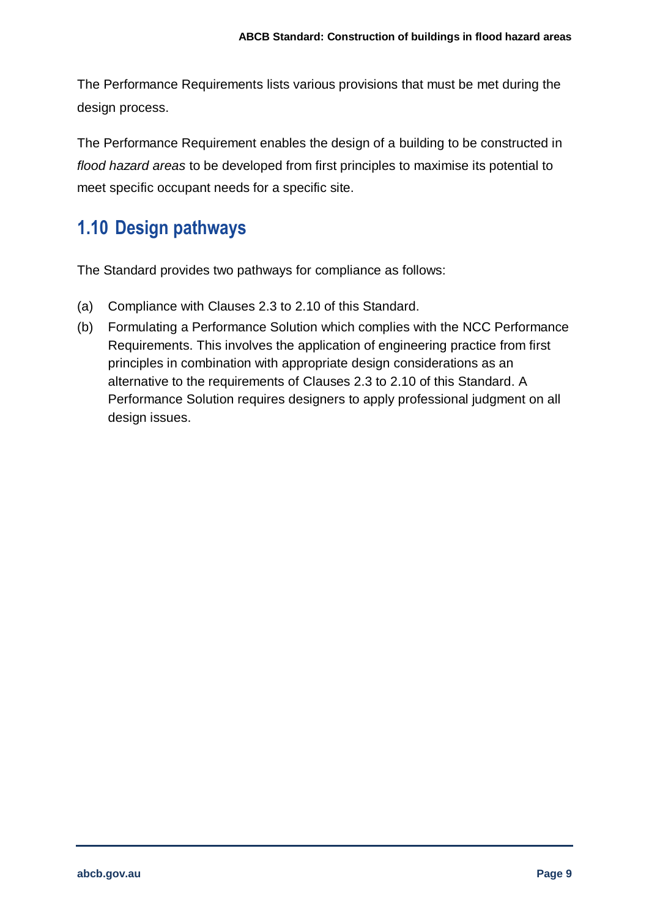The Performance Requirements lists various provisions that must be met during the design process.

The Performance Requirement enables the design of a building to be constructed in *flood hazard areas* to be developed from first principles to maximise its potential to meet specific occupant needs for a specific site.

## 1.10 Design pathways

The Standard provides two pathways for compliance as follows:

(a) Compliance with Clauses 2.3 to 2.10 of this Standard.

(b) Formulating a Performance Solution which complies with the NCC Performance Requirements. This involves the application of engineering practice from first principles in combination with appropriate design considerations as an alternative to the requirements of Clauses 2.3 to 2.10 of this Standard. A Performance Solution requires designers to apply professional judgment on all design issues.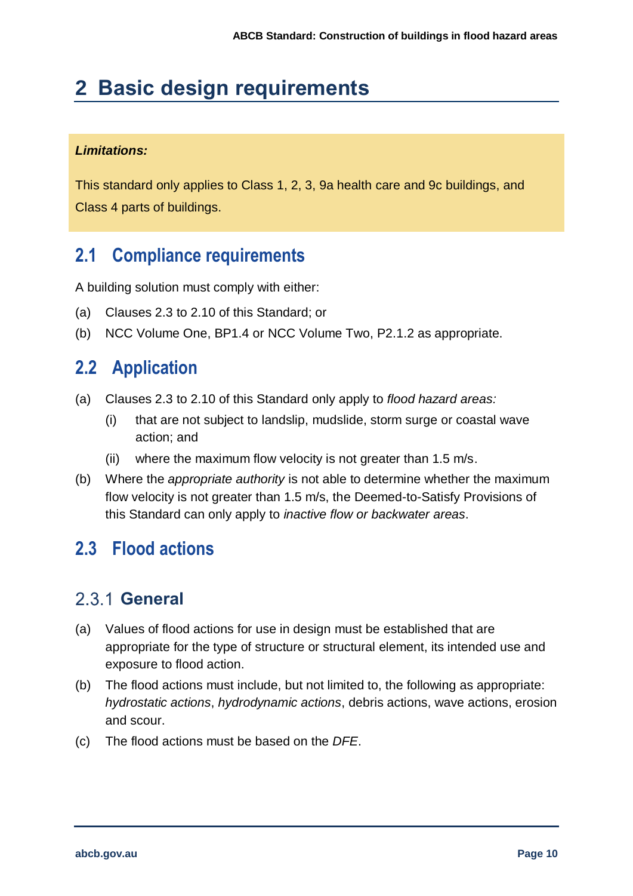# 2 Basic design requirements

***Limitations:***

This standard only applies to Class 1, 2, 3, 9a health care and 9c buildings, and Class 4 parts of buildings.

## 2.1 Compliance requirements

A building solution must comply with either:

(a) Clauses 2.3 to 2.10 of this Standard; or

(b) NCC Volume One, BP1.4 or NCC Volume Two, P2.1.2 as appropriate.

## 2.2 Application

(a) Clauses 2.3 to 2.10 of this Standard only apply to *flood hazard areas:*

  (i) that are not subject to landslip, mudslide, storm surge or coastal wave action; and

  (ii) where the maximum flow velocity is not greater than 1.5 m/s.

(b) Where the *appropriate authority* is not able to determine whether the maximum flow velocity is not greater than 1.5 m/s, the Deemed-to-Satisfy Provisions of this Standard can only apply to *inactive flow or backwater areas*.

## 2.3 Flood actions

### 2.3.1 General

(a) Values of flood actions for use in design must be established that are appropriate for the type of structure or structural element, its intended use and exposure to flood action.

(b) The flood actions must include, but not limited to, the following as appropriate: *hydrostatic actions*, *hydrodynamic actions*, debris actions, wave actions, erosion and scour.

(c) The flood actions must be based on the *DFE*.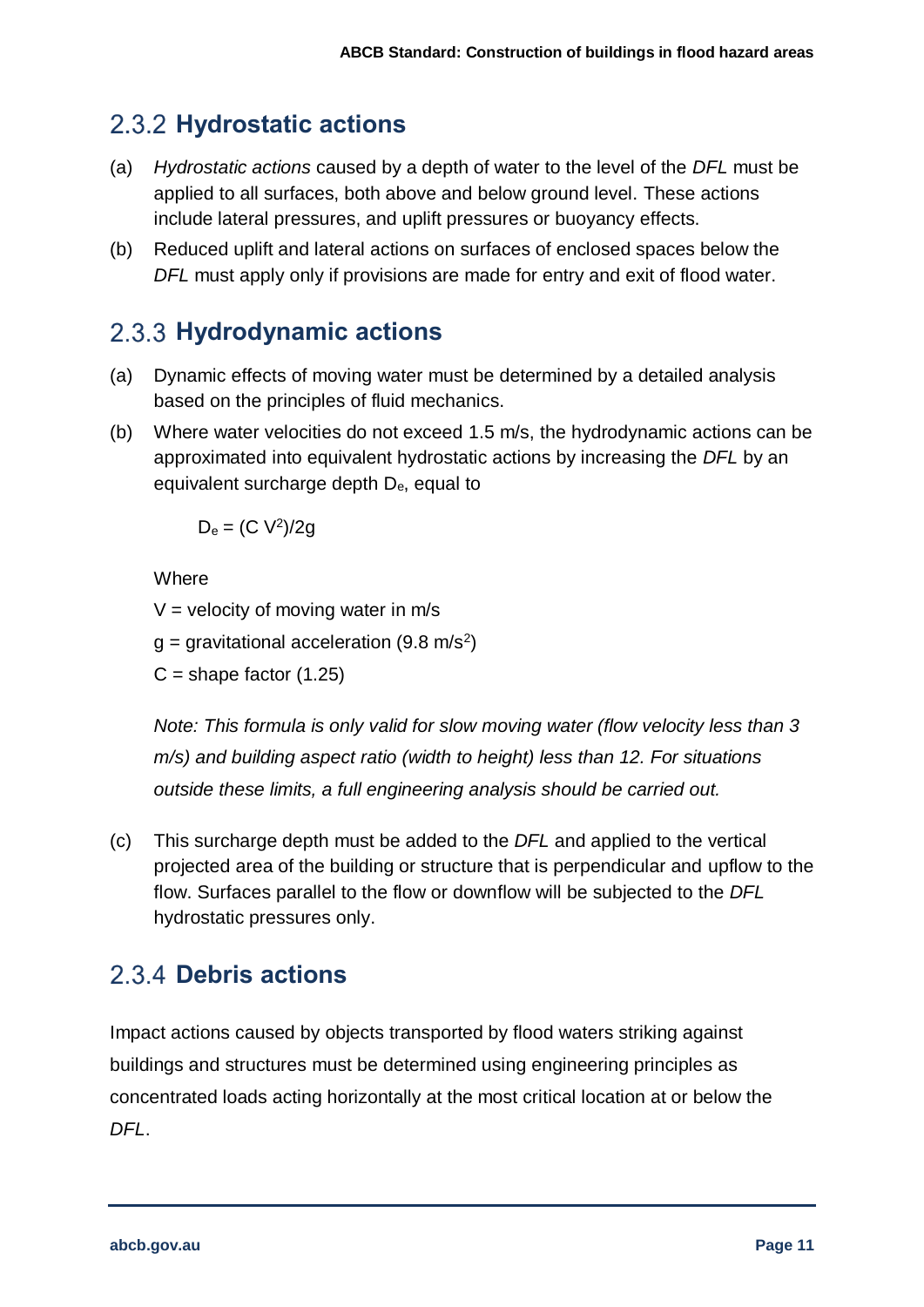## 2.3.2 Hydrostatic actions

(a) *Hydrostatic actions* caused by a depth of water to the level of the *DFL* must be applied to all surfaces, both above and below ground level. These actions include lateral pressures, and uplift pressures or buoyancy effects.

(b) Reduced uplift and lateral actions on surfaces of enclosed spaces below the *DFL* must apply only if provisions are made for entry and exit of flood water.

## 2.3.3 Hydrodynamic actions

(a) Dynamic effects of moving water must be determined by a detailed analysis based on the principles of fluid mechanics.

(b) Where water velocities do not exceed 1.5 m/s, the hydrodynamic actions can be approximated into equivalent hydrostatic actions by increasing the *DFL* by an equivalent surcharge depth $D_e$, equal to

$$D_e = (C\ V^2)/2g$$

Where

$V$ = velocity of moving water in m/s

$g$ = gravitational acceleration (9.8 $m/s^2$)

$C$ = shape factor (1.25)

*Note: This formula is only valid for slow moving water (flow velocity less than 3 m/s) and building aspect ratio (width to height) less than 12. For situations outside these limits, a full engineering analysis should be carried out.*

(c) This surcharge depth must be added to the *DFL* and applied to the vertical projected area of the building or structure that is perpendicular and upflow to the flow. Surfaces parallel to the flow or downflow will be subjected to the *DFL* hydrostatic pressures only.

## 2.3.4 Debris actions

Impact actions caused by objects transported by flood waters striking against buildings and structures must be determined using engineering principles as concentrated loads acting horizontally at the most critical location at or below the *DFL*.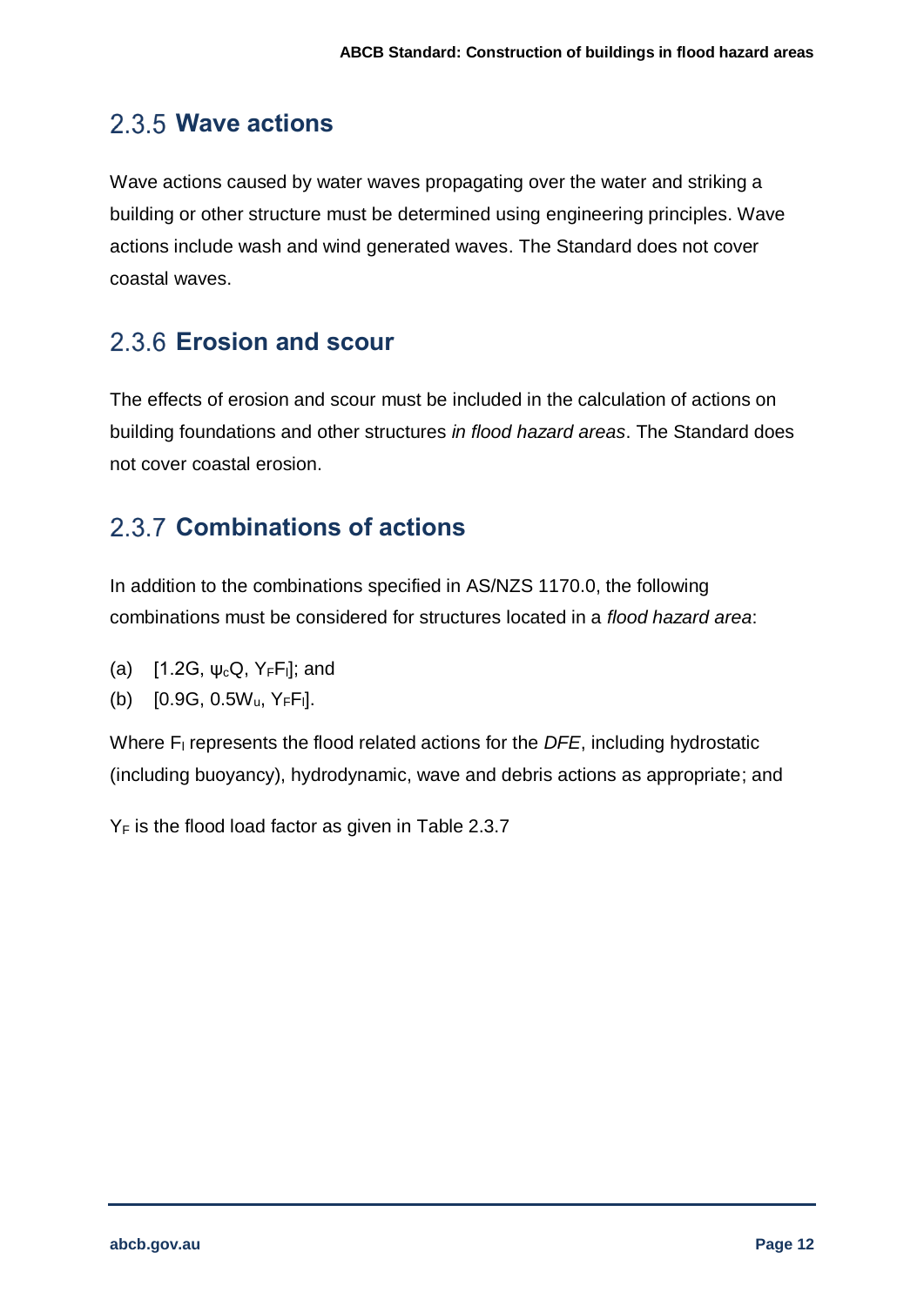## 2.3.5 Wave actions

Wave actions caused by water waves propagating over the water and striking a building or other structure must be determined using engineering principles. Wave actions include wash and wind generated waves. The Standard does not cover coastal waves.

## 2.3.6 Erosion and scour

The effects of erosion and scour must be included in the calculation of actions on building foundations and other structures *in flood hazard areas*. The Standard does not cover coastal erosion.

## 2.3.7 Combinations of actions

In addition to the combinations specified in AS/NZS 1170.0, the following combinations must be considered for structures located in a *flood hazard area*:

(a) $[1.2G, \psi_c Q, Y_F F_l]$; and

(b) $[0.9G, 0.5W_u, Y_F F_l]$.

Where $F_l$ represents the flood related actions for the *DFE*, including hydrostatic (including buoyancy), hydrodynamic, wave and debris actions as appropriate; and

$Y_F$ is the flood load factor as given in Table 2.3.7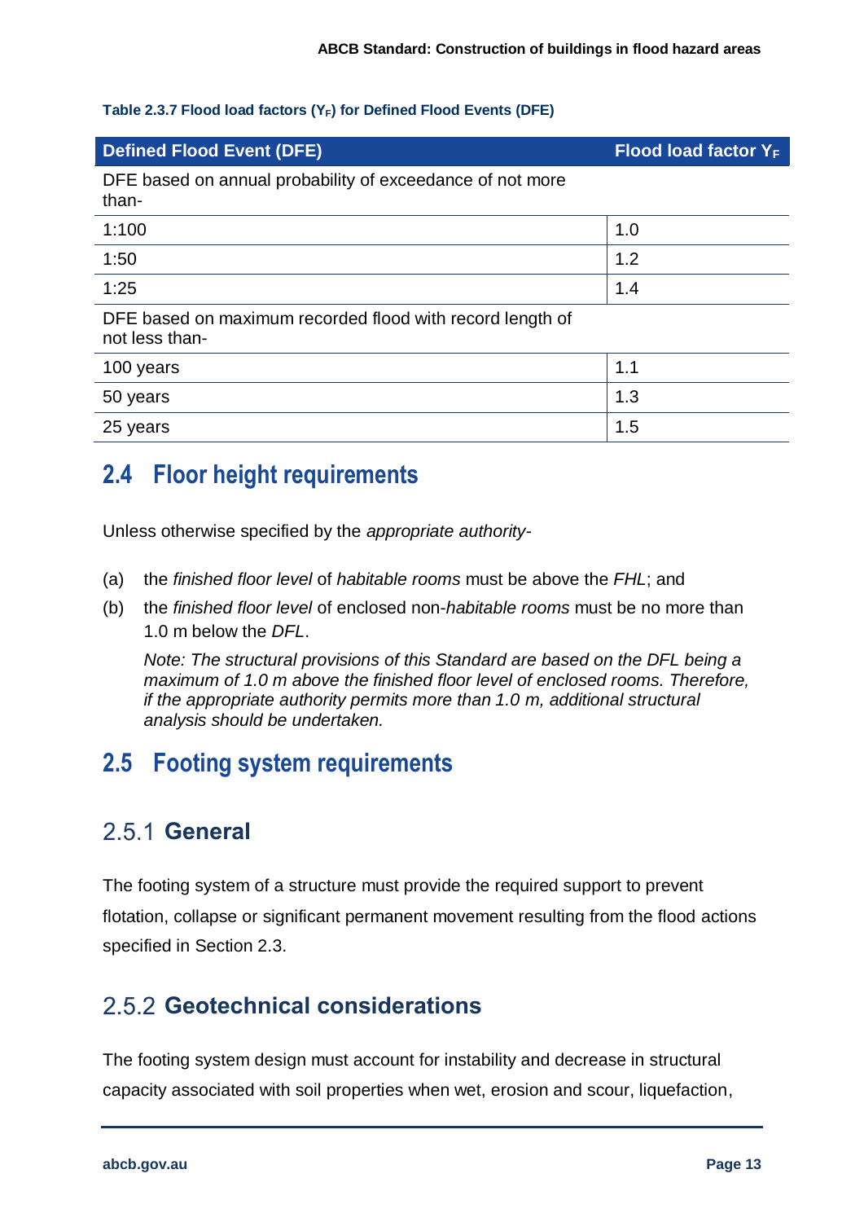**Table 2.3.7 Flood load factors ($Y_F$) for Defined Flood Events (DFE)**

| Defined Flood Event (DFE) | Flood load factor $Y_F$ |
|---|---|
| DFE based on annual probability of exceedance of not more than- | |
| 1:100 | 1.0 |
| 1:50 | 1.2 |
| 1:25 | 1.4 |
| DFE based on maximum recorded flood with record length of not less than- | |
| 100 years | 1.1 |
| 50 years | 1.3 |
| 25 years | 1.5 |

## 2.4 Floor height requirements

Unless otherwise specified by the *appropriate authority*-

(a) the *finished floor level* of *habitable rooms* must be above the *FHL*; and

(b) the *finished floor level* of enclosed non-*habitable rooms* must be no more than 1.0 m below the *DFL*.

*Note: The structural provisions of this Standard are based on the DFL being a maximum of 1.0 m above the finished floor level of enclosed rooms. Therefore, if the appropriate authority permits more than 1.0 m, additional structural analysis should be undertaken.*

## 2.5 Footing system requirements

### 2.5.1 General

The footing system of a structure must provide the required support to prevent flotation, collapse or significant permanent movement resulting from the flood actions specified in Section 2.3.

### 2.5.2 Geotechnical considerations

The footing system design must account for instability and decrease in structural capacity associated with soil properties when wet, erosion and scour, liquefaction,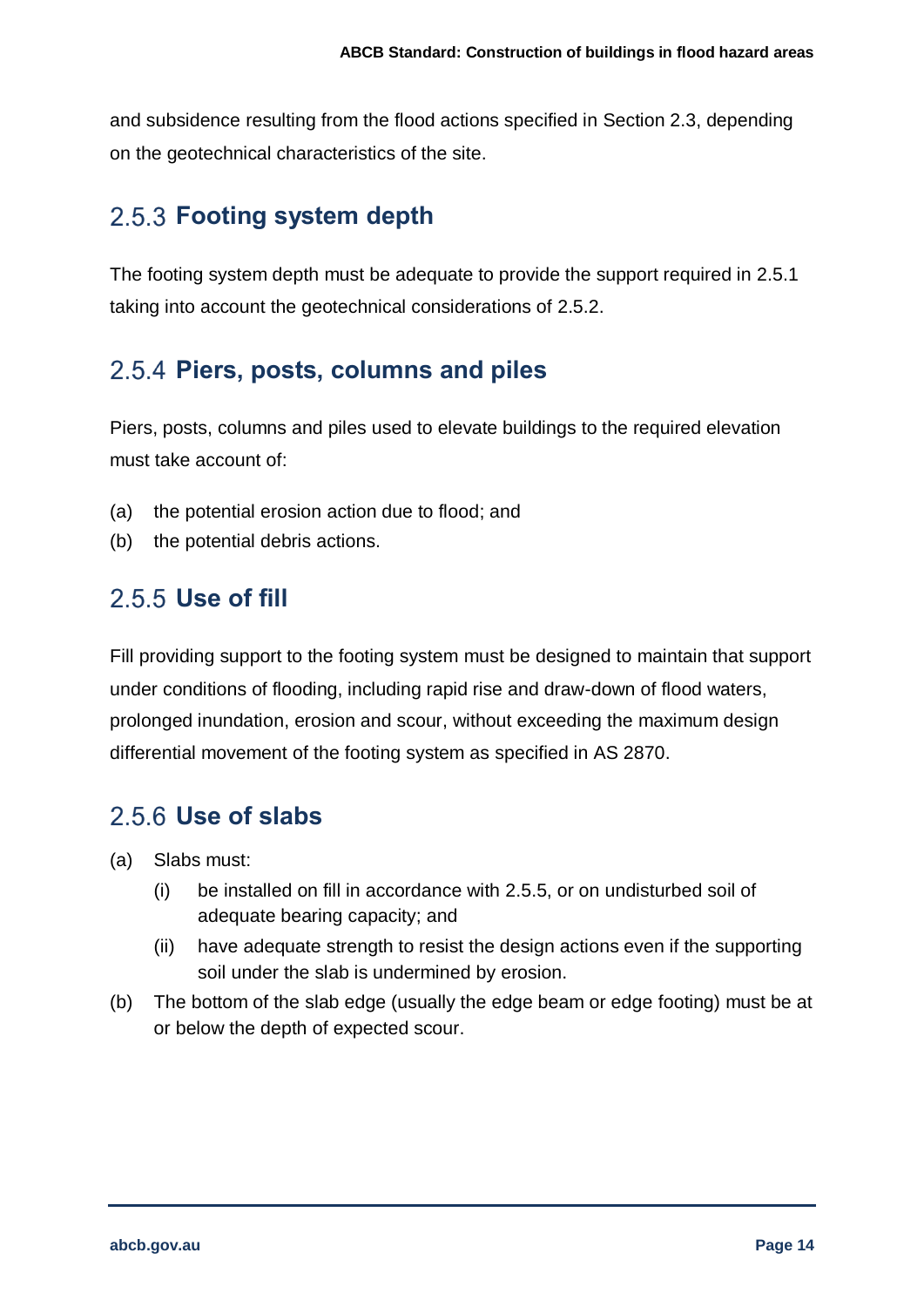and subsidence resulting from the flood actions specified in Section 2.3, depending on the geotechnical characteristics of the site.

### 2.5.3 Footing system depth

The footing system depth must be adequate to provide the support required in 2.5.1 taking into account the geotechnical considerations of 2.5.2.

### 2.5.4 Piers, posts, columns and piles

Piers, posts, columns and piles used to elevate buildings to the required elevation must take account of:

(a) the potential erosion action due to flood; and
(b) the potential debris actions.

### 2.5.5 Use of fill

Fill providing support to the footing system must be designed to maintain that support under conditions of flooding, including rapid rise and draw-down of flood waters, prolonged inundation, erosion and scour, without exceeding the maximum design differential movement of the footing system as specified in AS 2870.

### 2.5.6 Use of slabs

(a) Slabs must:
    (i) be installed on fill in accordance with 2.5.5, or on undisturbed soil of adequate bearing capacity; and
    (ii) have adequate strength to resist the design actions even if the supporting soil under the slab is undermined by erosion.
(b) The bottom of the slab edge (usually the edge beam or edge footing) must be at or below the depth of expected scour.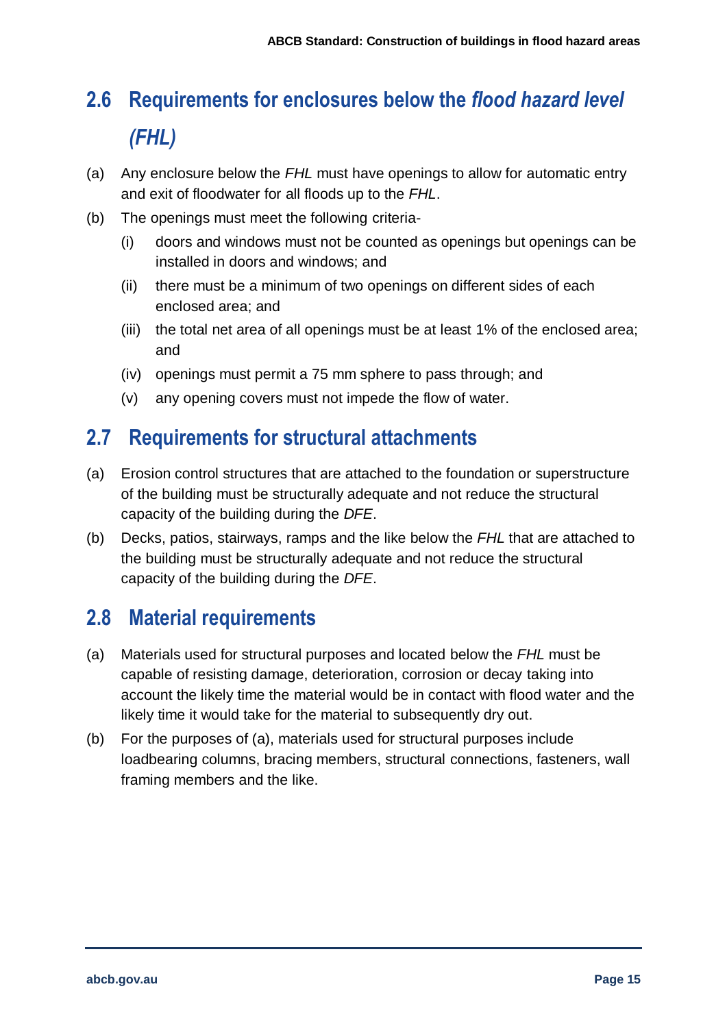## 2.6 Requirements for enclosures below the *flood hazard level (FHL)*

(a) Any enclosure below the *FHL* must have openings to allow for automatic entry and exit of floodwater for all floods up to the *FHL*.

(b) The openings must meet the following criteria-

  (i) doors and windows must not be counted as openings but openings can be installed in doors and windows; and

  (ii) there must be a minimum of two openings on different sides of each enclosed area; and

  (iii) the total net area of all openings must be at least 1% of the enclosed area; and

  (iv) openings must permit a 75 mm sphere to pass through; and

  (v) any opening covers must not impede the flow of water.

## 2.7 Requirements for structural attachments

(a) Erosion control structures that are attached to the foundation or superstructure of the building must be structurally adequate and not reduce the structural capacity of the building during the *DFE*.

(b) Decks, patios, stairways, ramps and the like below the *FHL* that are attached to the building must be structurally adequate and not reduce the structural capacity of the building during the *DFE*.

## 2.8 Material requirements

(a) Materials used for structural purposes and located below the *FHL* must be capable of resisting damage, deterioration, corrosion or decay taking into account the likely time the material would be in contact with flood water and the likely time it would take for the material to subsequently dry out.

(b) For the purposes of (a), materials used for structural purposes include loadbearing columns, bracing members, structural connections, fasteners, wall framing members and the like.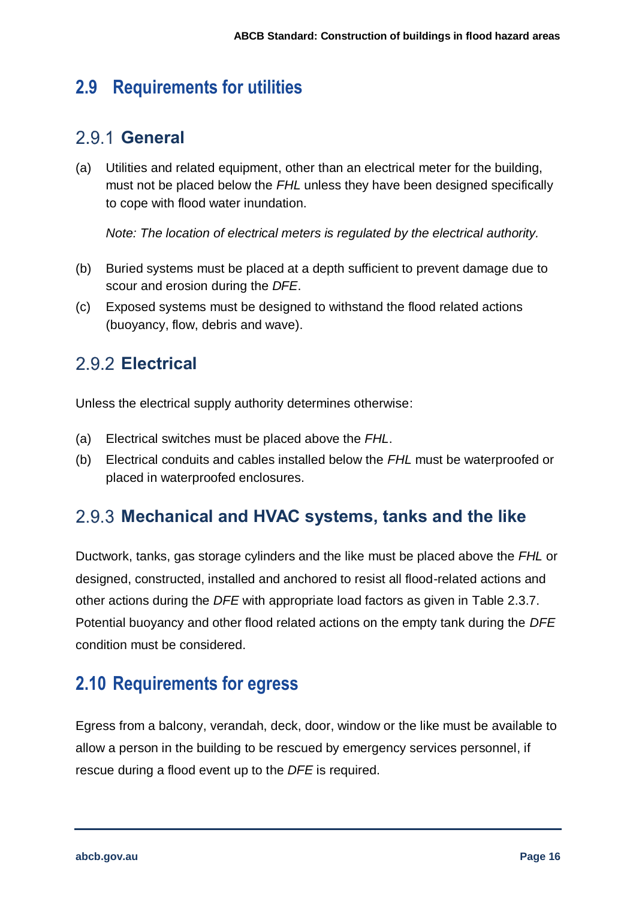## 2.9 Requirements for utilities

### 2.9.1 General

(a) Utilities and related equipment, other than an electrical meter for the building, must not be placed below the *FHL* unless they have been designed specifically to cope with flood water inundation.

*Note: The location of electrical meters is regulated by the electrical authority.*

(b) Buried systems must be placed at a depth sufficient to prevent damage due to scour and erosion during the *DFE*.

(c) Exposed systems must be designed to withstand the flood related actions (buoyancy, flow, debris and wave).

### 2.9.2 Electrical

Unless the electrical supply authority determines otherwise:

(a) Electrical switches must be placed above the *FHL*.

(b) Electrical conduits and cables installed below the *FHL* must be waterproofed or placed in waterproofed enclosures.

### 2.9.3 Mechanical and HVAC systems, tanks and the like

Ductwork, tanks, gas storage cylinders and the like must be placed above the *FHL* or designed, constructed, installed and anchored to resist all flood-related actions and other actions during the *DFE* with appropriate load factors as given in Table 2.3.7. Potential buoyancy and other flood related actions on the empty tank during the *DFE* condition must be considered.

## 2.10 Requirements for egress

Egress from a balcony, verandah, deck, door, window or the like must be available to allow a person in the building to be rescued by emergency services personnel, if rescue during a flood event up to the *DFE* is required.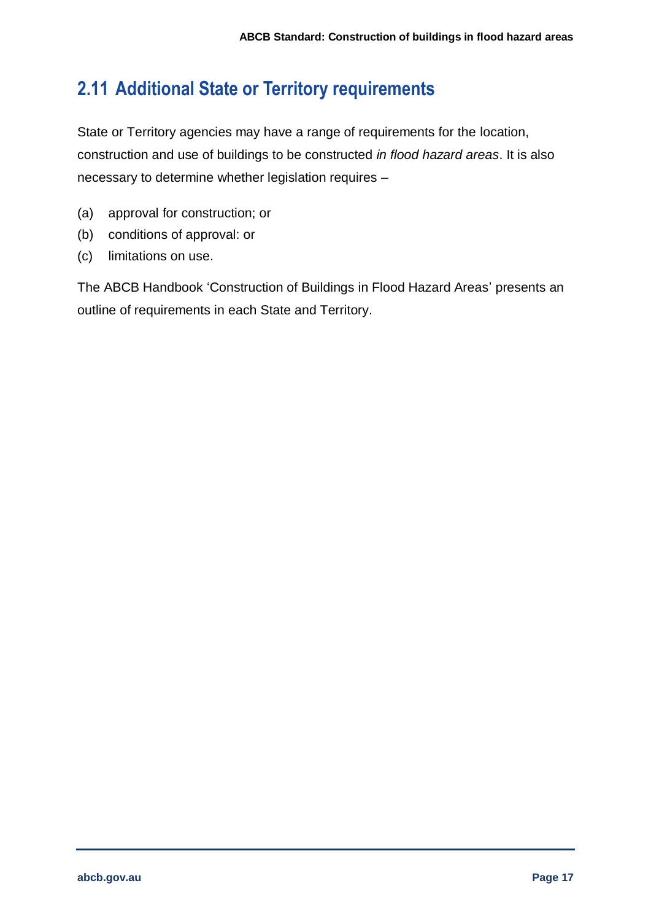## 2.11 Additional State or Territory requirements

State or Territory agencies may have a range of requirements for the location, construction and use of buildings to be constructed *in flood hazard areas*. It is also necessary to determine whether legislation requires –

(a) approval for construction; or
(b) conditions of approval: or
(c) limitations on use.

The ABCB Handbook 'Construction of Buildings in Flood Hazard Areas' presents an outline of requirements in each State and Territory.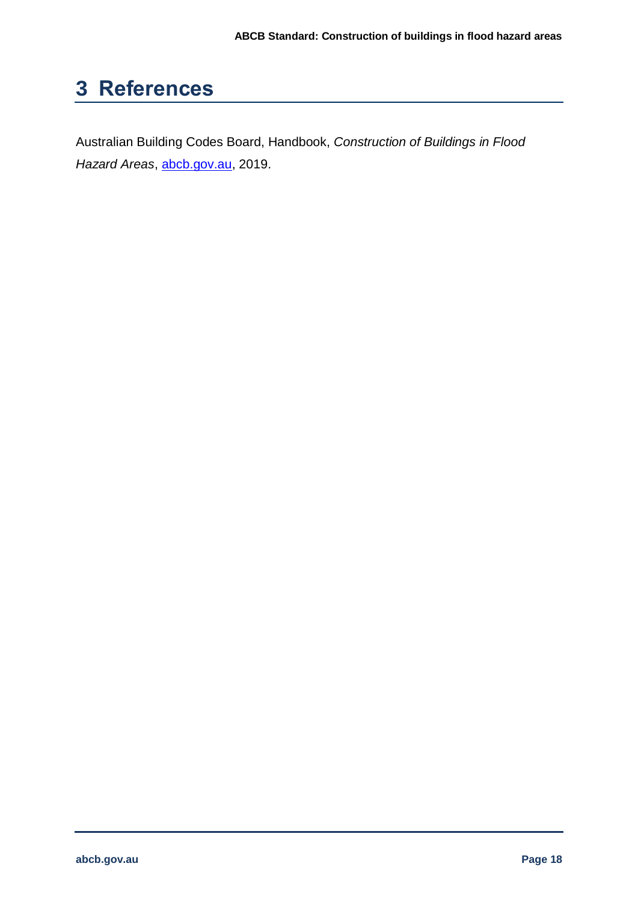# 3 References

Australian Building Codes Board, Handbook, *Construction of Buildings in Flood Hazard Areas*, [abcb.gov.au](https://abcb.gov.au), 2019.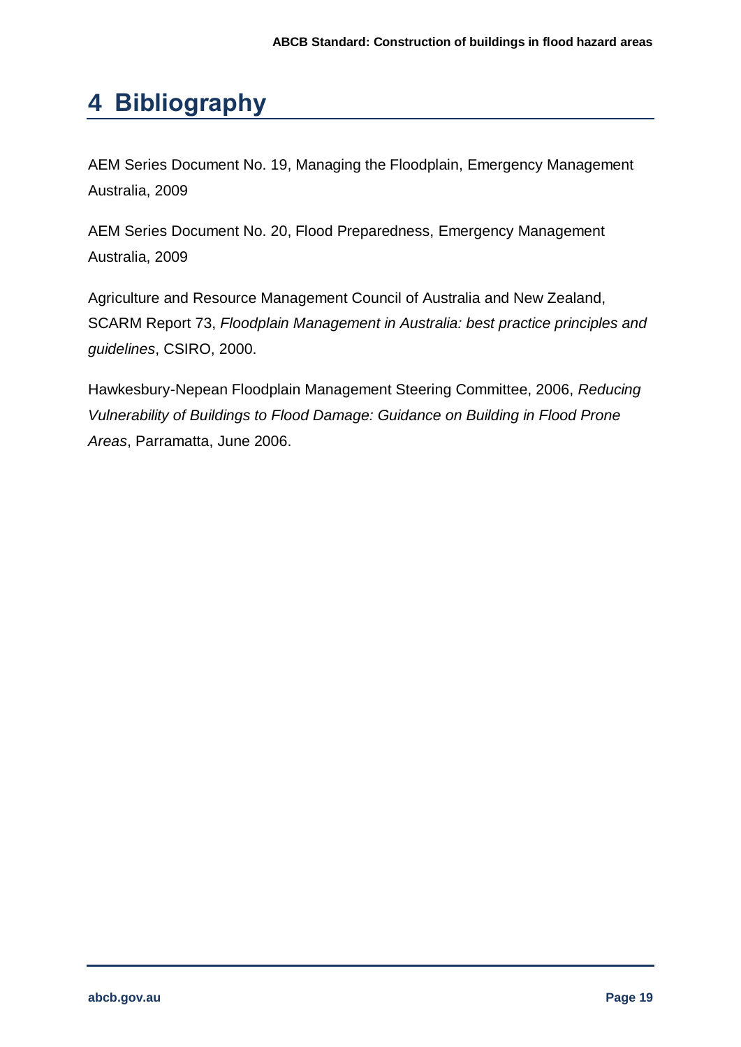# 4 Bibliography

AEM Series Document No. 19, Managing the Floodplain, Emergency Management Australia, 2009

AEM Series Document No. 20, Flood Preparedness, Emergency Management Australia, 2009

Agriculture and Resource Management Council of Australia and New Zealand, SCARM Report 73, *Floodplain Management in Australia: best practice principles and guidelines*, CSIRO, 2000.

Hawkesbury-Nepean Floodplain Management Steering Committee, 2006, *Reducing Vulnerability of Buildings to Flood Damage: Guidance on Building in Flood Prone Areas*, Parramatta, June 2006.